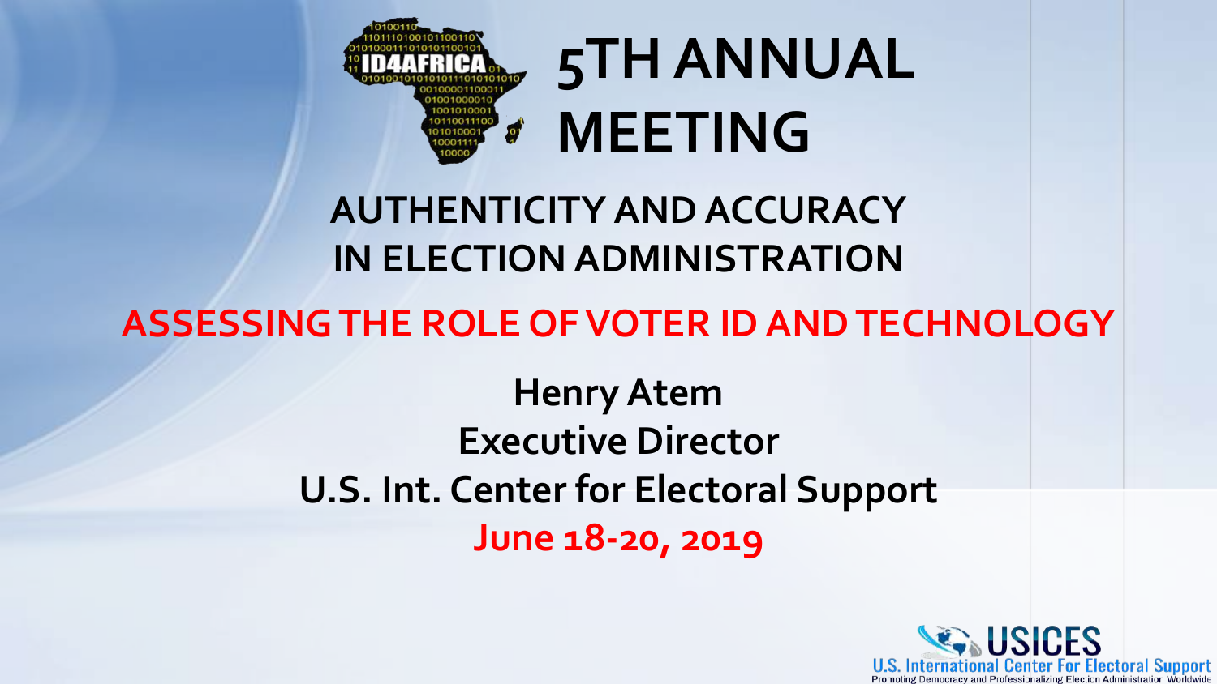# 5TH ANNUAL MEETING

## AUTHENTICITY AND ACCURACY IN ELECTION ADMINISTRATION

## ASSESSING THE ROLE OF VOTER ID AND TECHNOLOGY

**Henry Atem**
**Executive Director**
**U.S. Int. Center for Electoral Support**
**June 18-20, 2019**

USICES
U.S. International Center For Electoral Support
Promoting Democracy and Professionalizing Election Administration Worldwide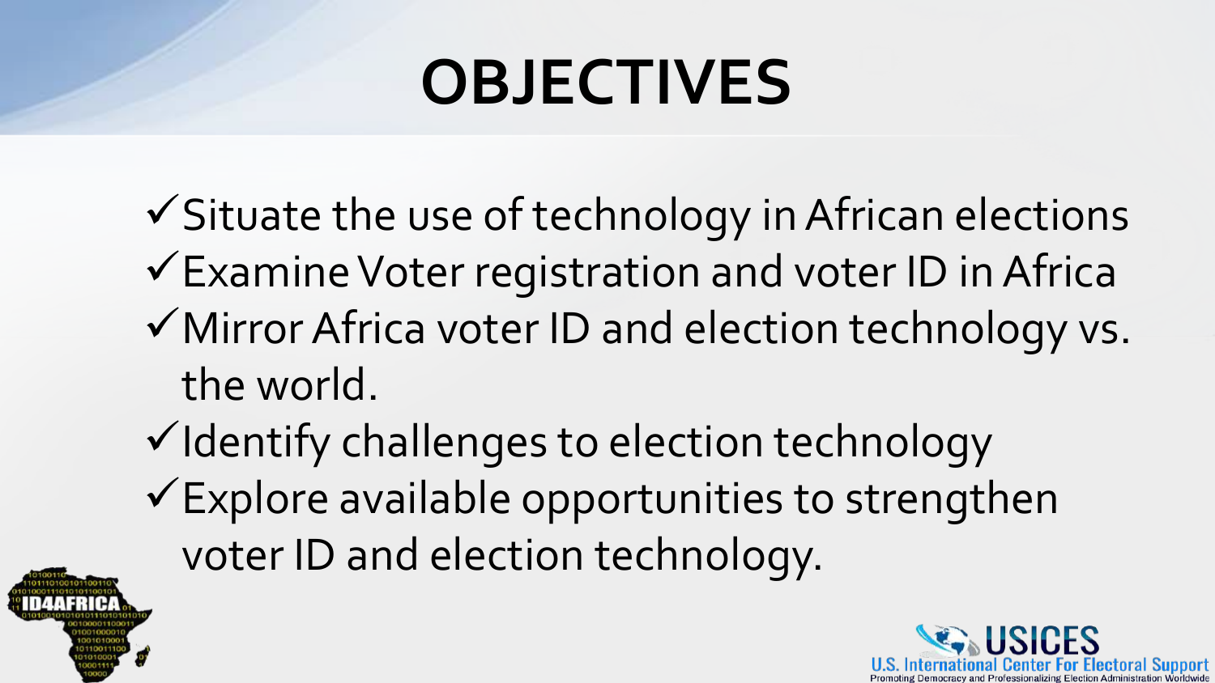# OBJECTIVES

- ✓ Situate the use of technology in African elections
- ✓ Examine Voter registration and voter ID in Africa
- ✓ Mirror Africa voter ID and election technology vs. the world.
- ✓ Identify challenges to election technology
- ✓ Explore available opportunities to strengthen voter ID and election technology.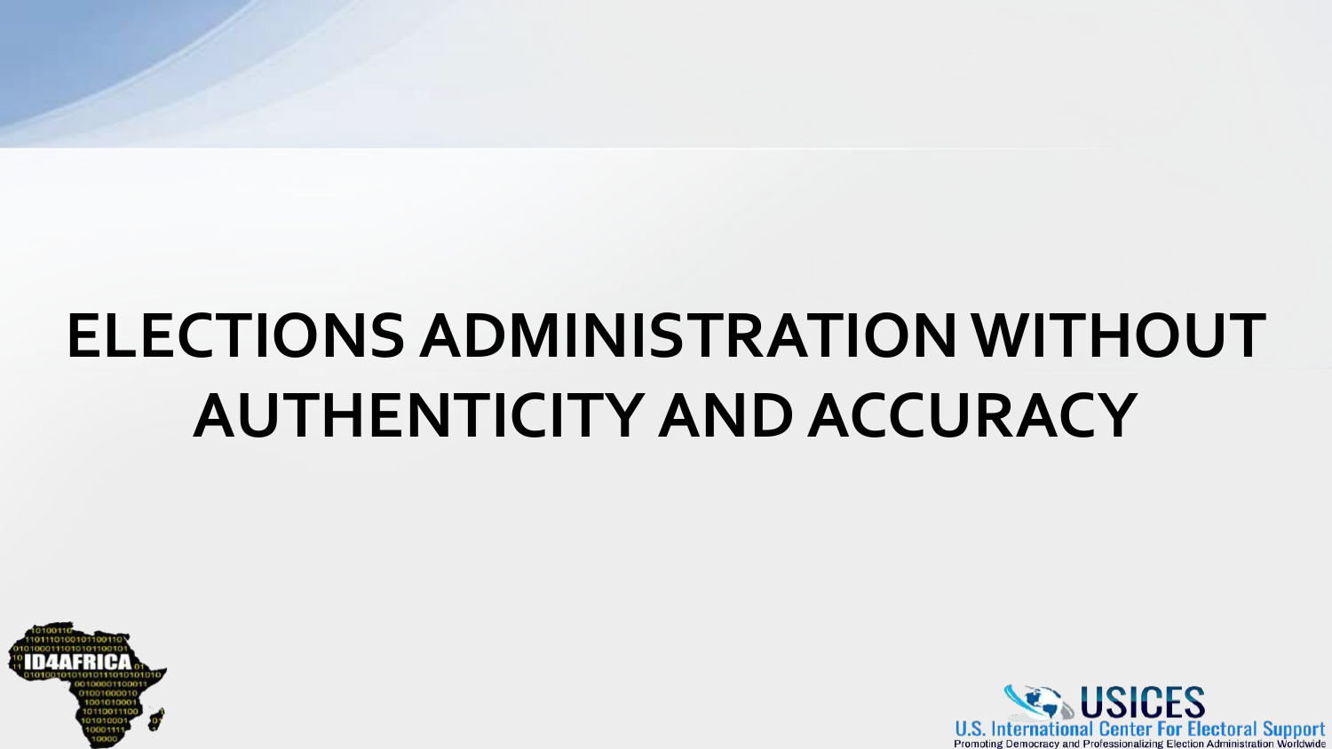# ELECTIONS ADMINISTRATION WITHOUT AUTHENTICITY AND ACCURACY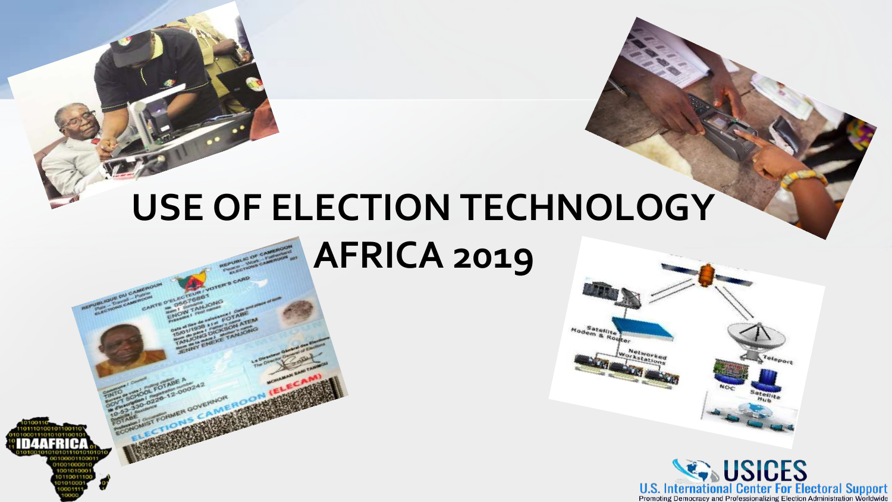# USE OF ELECTION TECHNOLOGY AFRICA 2019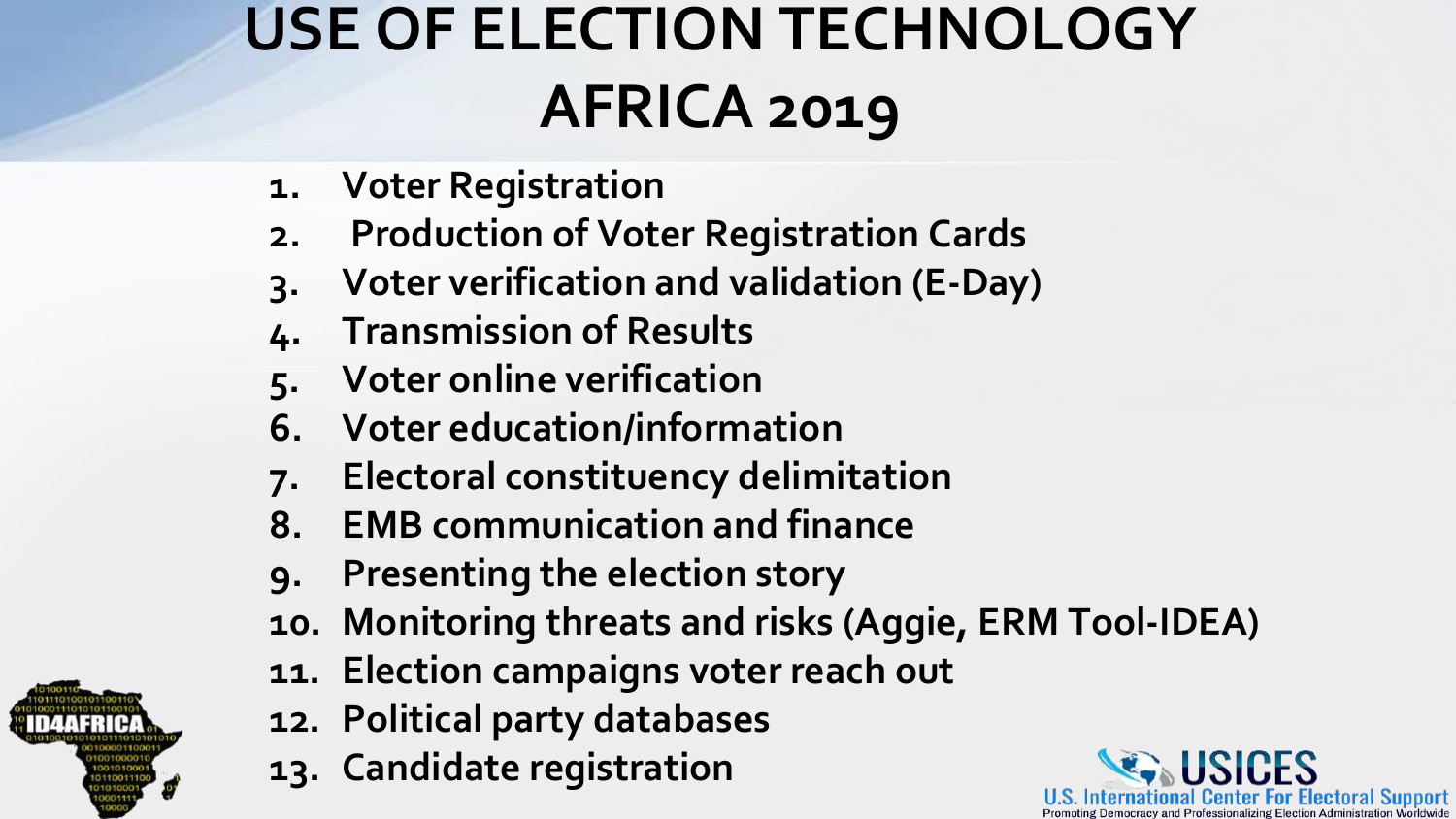# USE OF ELECTION TECHNOLOGY AFRICA 2019

1. Voter Registration
2. Production of Voter Registration Cards
3. Voter verification and validation (E-Day)
4. Transmission of Results
5. Voter online verification
6. Voter education/information
7. Electoral constituency delimitation
8. EMB communication and finance
9. Presenting the election story
10. Monitoring threats and risks (Aggie, ERM Tool-IDEA)
11. Election campaigns voter reach out
12. Political party databases
13. Candidate registration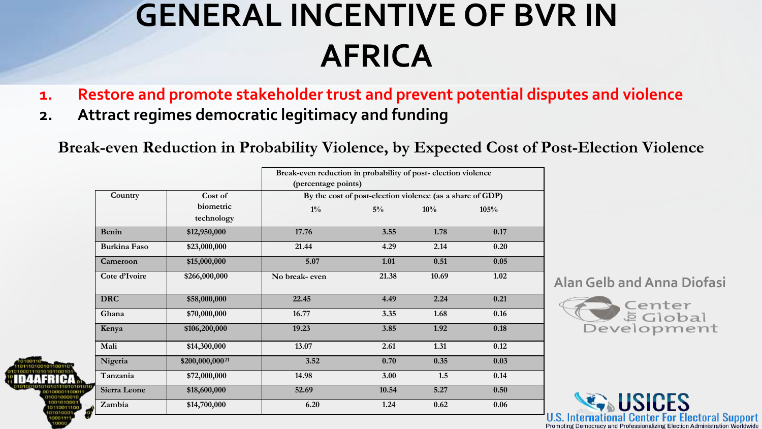# GENERAL INCENTIVE OF BVR IN AFRICA

1. Restore and promote stakeholder trust and prevent potential disputes and violence
2. Attract regimes democratic legitimacy and funding

**Break-even Reduction in Probability Violence, by Expected Cost of Post-Election Violence**

| Country | Cost of biometric technology | Break-even reduction in probability of post- election violence (percentage points) | | | |
|---|---|---|---|---|---|
| | | By the cost of post-election violence (as a share of GDP) | | | |
| | | 1% | 5% | 10% | 105% |
| Benin | $12,950,000 | 17.76 | 3.55 | 1.78 | 0.17 |
| Burkina Faso | $23,000,000 | 21.44 | 4.29 | 2.14 | 0.20 |
| Cameroon | $15,000,000 | 5.07 | 1.01 | 0.51 | 0.05 |
| Cote d'Ivoire | $266,000,000 | No break- even | 21.38 | 10.69 | 1.02 |
| DRC | $58,000,000 | 22.45 | 4.49 | 2.24 | 0.21 |
| Ghana | $70,000,000 | 16.77 | 3.35 | 1.68 | 0.16 |
| Kenya | $106,200,000 | 19.23 | 3.85 | 1.92 | 0.18 |
| Mali | $14,300,000 | 13.07 | 2.61 | 1.31 | 0.12 |
| Nigeria | $200,000,000[21] | 3.52 | 0.70 | 0.35 | 0.03 |
| Tanzania | $72,000,000 | 14.98 | 3.00 | 1.5 | 0.14 |
| Sierra Leone | $18,600,000 | 52.69 | 10.54 | 5.27 | 0.50 |
| Zambia | $14,700,000 | 6.20 | 1.24 | 0.62 | 0.06 |

Alan Gelb and Anna Diofasi

Center for Global Development

ID4AFRICA

USICES U.S. International Center For Electoral Support

Promoting Democracy and Professionalizing Election Administration Worldwide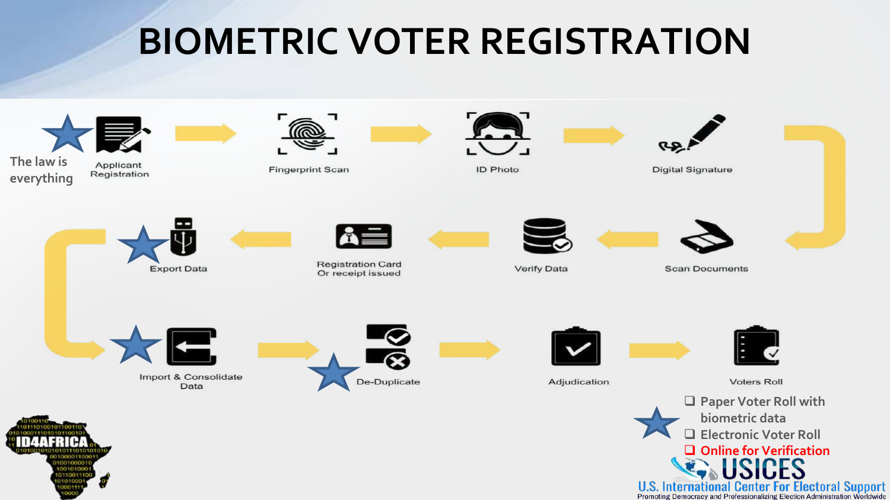# BIOMETRIC VOTER REGISTRATION

The law is everything

Applicant Registration → Fingerprint Scan → ID Photo → Digital Signature → Scan Documents → Verify Data → Registration Card Or receipt issued → Export Data → Import & Consolidate Data → De-Duplicate → Adjudication → Voters Roll

- Paper Voter Roll with biometric data
- Electronic Voter Roll
- Online for Verification

ID4AFRICA

USICES
U.S. International Center For Electoral Support
Promoting Democracy and Professionalizing Election Administration Worldwide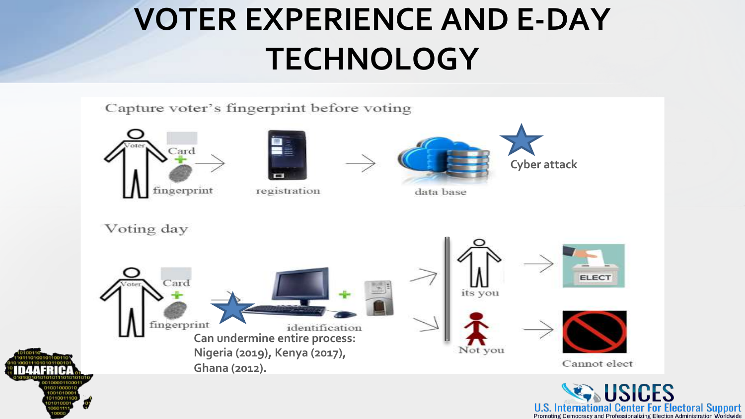# VOTER EXPERIENCE AND E-DAY TECHNOLOGY

Capture voter's fingerprint before voting

Voter — Card + fingerprint → registration → data base

Cyber attack

Voting day

Voter — Card + fingerprint → identification

its you → ELECT

Not you → Cannot elect

Can undermine entire process: Nigeria (2019), Kenya (2017), Ghana (2012).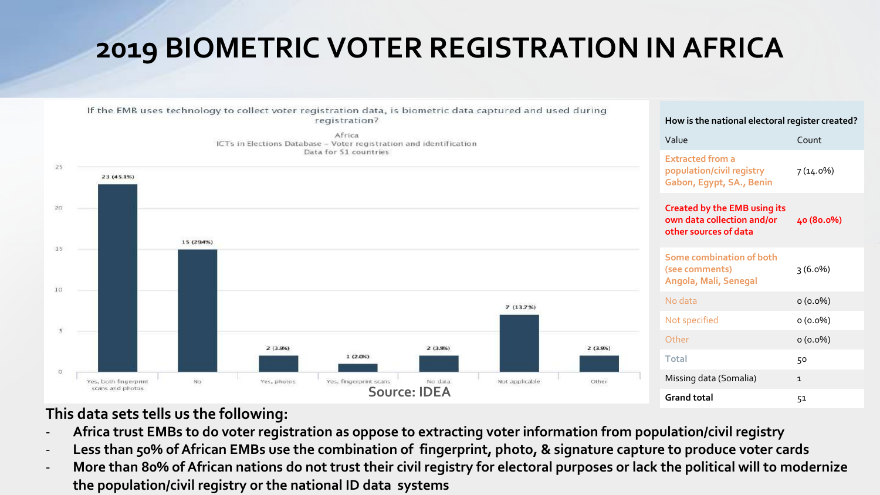# 2019 BIOMETRIC VOTER REGISTRATION IN AFRICA

If the EMB uses technology to collect voter registration data, is biometric data captured and used during registration?

Africa
ICTs in Elections Database – Voter registration and identification
Data for 51 countries

| Category | Count |
| --- | --- |
| Yes, both fingerprint scans and photos | 23 (45.1%) |
| No | 15 (29.4%) |
| Yes, photos | 2 (3.9%) |
| Yes, fingerprint scans | 1 (2.0%) |
| No data | 2 (3.9%) |
| Not applicable | 7 (13.7%) |
| Other | 2 (3.9%) |

Source: IDEA

| How is the national electoral register created? | |
| --- | --- |
| Value | Count |
| Extracted from a population/civil registry Gabon, Egypt, SA., Benin | 7 (14.0%) |
| Created by the EMB using its own data collection and/or other sources of data | 40 (80.0%) |
| Some combination of both (see comments) Angola, Mali, Senegal | 3 (6.0%) |
| No data | 0 (0.0%) |
| Not specified | 0 (0.0%) |
| Other | 0 (0.0%) |
| Total | 50 |
| Missing data (Somalia) | 1 |
| **Grand total** | 51 |

**This data sets tells us the following:**

- Africa trust EMBs to do voter registration as oppose to extracting voter information from population/civil registry
- Less than 50% of African EMBs use the combination of fingerprint, photo, & signature capture to produce voter cards
- More than 80% of African nations do not trust their civil registry for electoral purposes or lack the political will to modernize the population/civil registry or the national ID data systems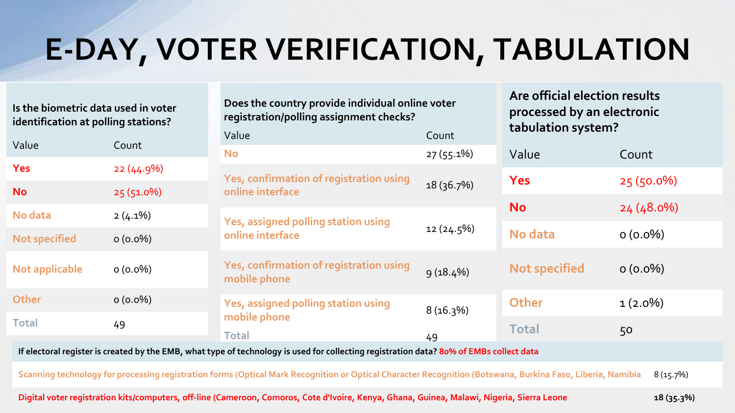# E-DAY, VOTER VERIFICATION, TABULATION

**Is the biometric data used in voter identification at polling stations?**

| Value | Count |
|---|---|
| Yes | 22 (44.9%) |
| No | 25 (51.0%) |
| No data | 2 (4.1%) |
| Not specified | 0 (0.0%) |
| Not applicable | 0 (0.0%) |
| Other | 0 (0.0%) |
| Total | 49 |

**Does the country provide individual online voter registration/polling assignment checks?**

| Value | Count |
|---|---|
| No | 27 (55.1%) |
| Yes, confirmation of registration using online interface | 18 (36.7%) |
| Yes, assigned polling station using online interface | 12 (24.5%) |
| Yes, confirmation of registration using mobile phone | 9 (18.4%) |
| Yes, assigned polling station using mobile phone | 8 (16.3%) |
| Total | 49 |

**Are official election results processed by an electronic tabulation system?**

| Value | Count |
|---|---|
| Yes | 25 (50.0%) |
| No | 24 (48.0%) |
| No data | 0 (0.0%) |
| Not specified | 0 (0.0%) |
| Other | 1 (2.0%) |
| Total | 50 |

**If electoral register is created by the EMB, what type of technology is used for collecting registration data? 80% of EMBs collect data**

| Technology | Count |
|---|---|
| Scanning technology for processing registration forms (Optical Mark Recognition or Optical Character Recognition (Botswana, Burkina Faso, Liberia, Namibia | 8 (15.7%) |
| Digital voter registration kits/computers, off-line (Cameroon, Comoros, Cote d'Ivoire, Kenya, Ghana, Guinea, Malawi, Nigeria, Sierra Leone | 18 (35.3%) |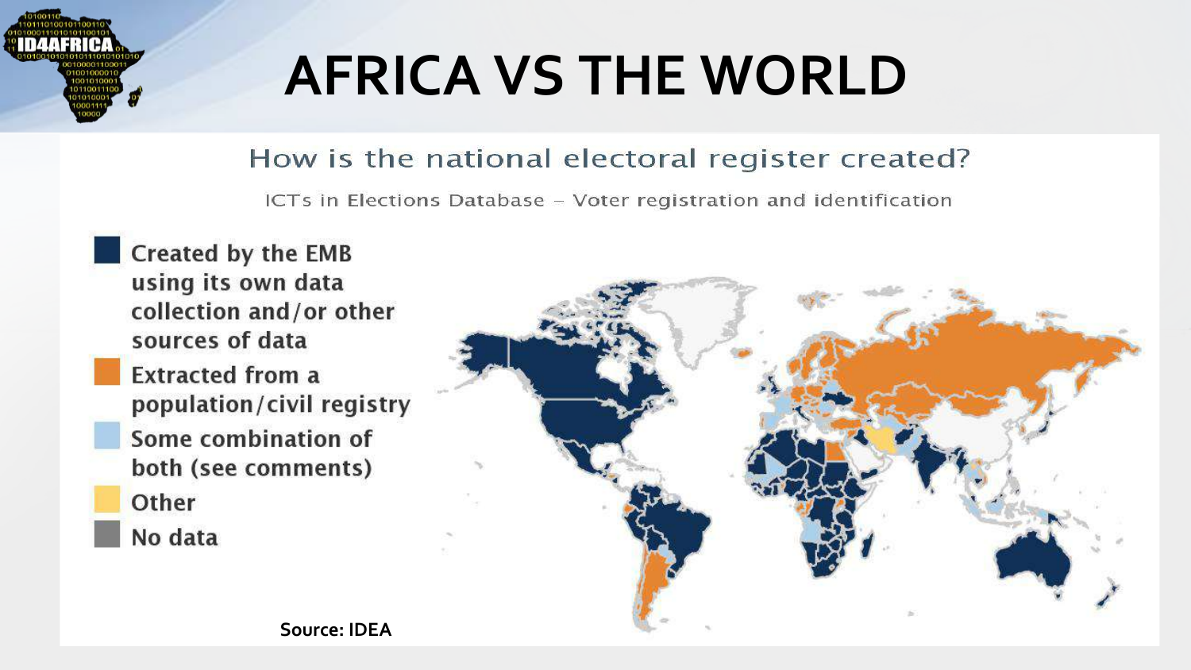# AFRICA VS THE WORLD

## How is the national electoral register created?

ICTs in Elections Database – Voter registration and identification

- Created by the EMB using its own data collection and/or other sources of data
- Extracted from a population/civil registry
- Some combination of both (see comments)
- Other
- No data

**Source: IDEA**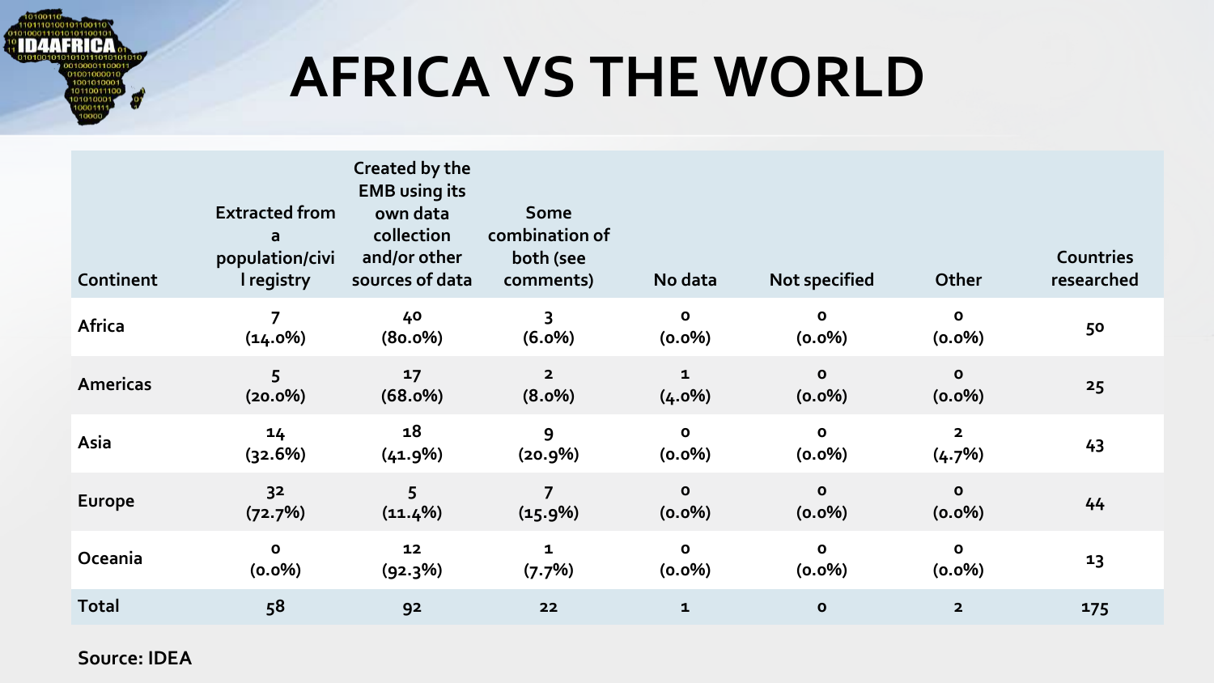# AFRICA VS THE WORLD

| Continent | Extracted from a population/civil registry | Created by the EMB using its own data collection and/or other sources of data | Some combination of both (see comments) | No data | Not specified | Other | Countries researched |
|---|---|---|---|---|---|---|---|
| Africa | 7 (14.0%) | 40 (80.0%) | 3 (6.0%) | 0 (0.0%) | 0 (0.0%) | 0 (0.0%) | 50 |
| Americas | 5 (20.0%) | 17 (68.0%) | 2 (8.0%) | 1 (4.0%) | 0 (0.0%) | 0 (0.0%) | 25 |
| Asia | 14 (32.6%) | 18 (41.9%) | 9 (20.9%) | 0 (0.0%) | 0 (0.0%) | 2 (4.7%) | 43 |
| Europe | 32 (72.7%) | 5 (11.4%) | 7 (15.9%) | 0 (0.0%) | 0 (0.0%) | 0 (0.0%) | 44 |
| Oceania | 0 (0.0%) | 12 (92.3%) | 1 (7.7%) | 0 (0.0%) | 0 (0.0%) | 0 (0.0%) | 13 |
| Total | 58 | 92 | 22 | 1 | 0 | 2 | 175 |

**Source: IDEA**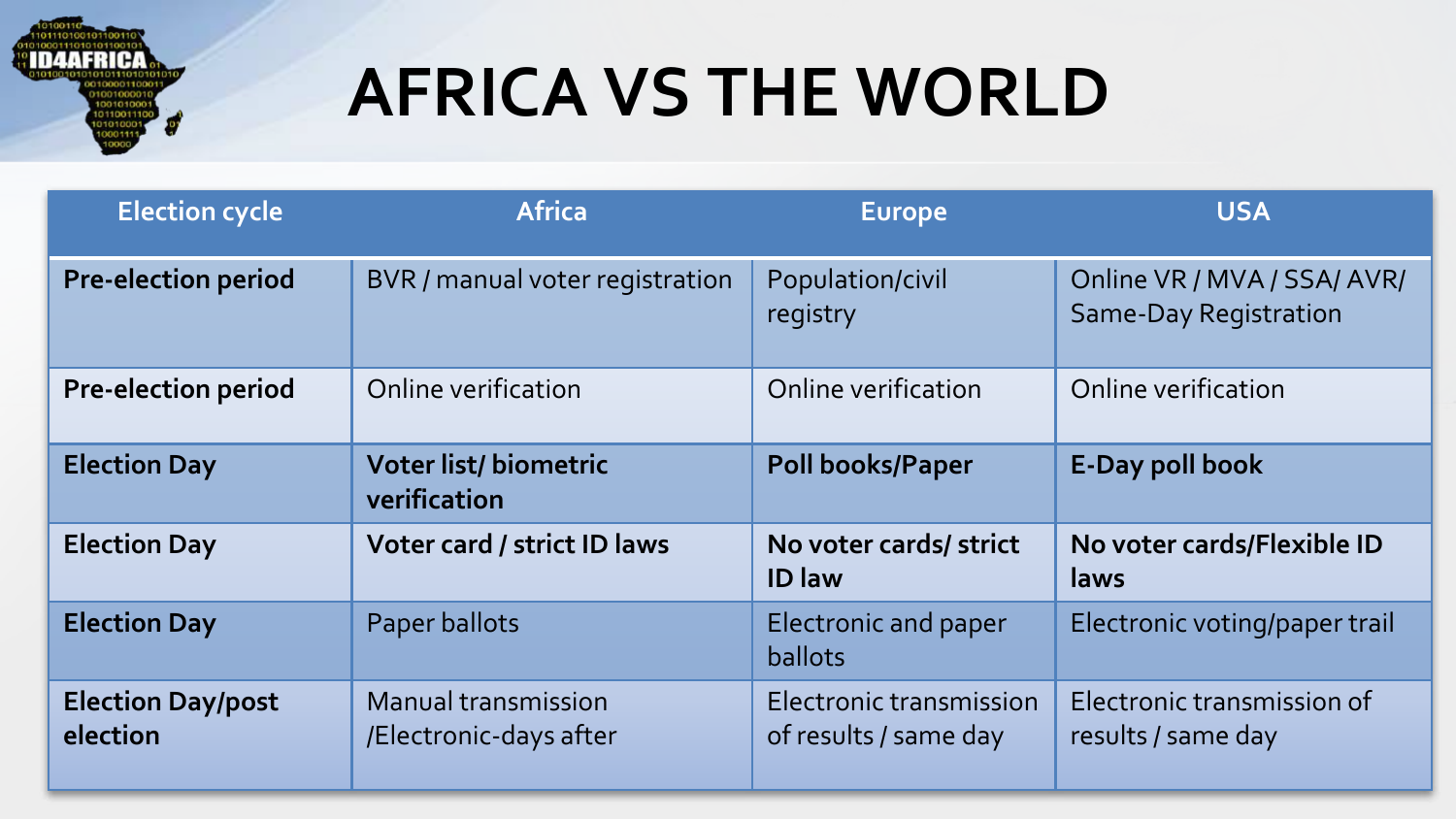# AFRICA VS THE WORLD

| Election cycle | Africa | Europe | USA |
|---|---|---|---|
| **Pre-election period** | BVR / manual voter registration | Population/civil registry | Online VR / MVA / SSA/ AVR/ Same-Day Registration |
| **Pre-election period** | Online verification | Online verification | Online verification |
| **Election Day** | **Voter list/ biometric verification** | **Poll books/Paper** | **E-Day poll book** |
| **Election Day** | **Voter card / strict ID laws** | **No voter cards/ strict ID law** | **No voter cards/Flexible ID laws** |
| **Election Day** | Paper ballots | Electronic and paper ballots | Electronic voting/paper trail |
| **Election Day/post election** | Manual transmission /Electronic-days after | Electronic transmission of results / same day | Electronic transmission of results / same day |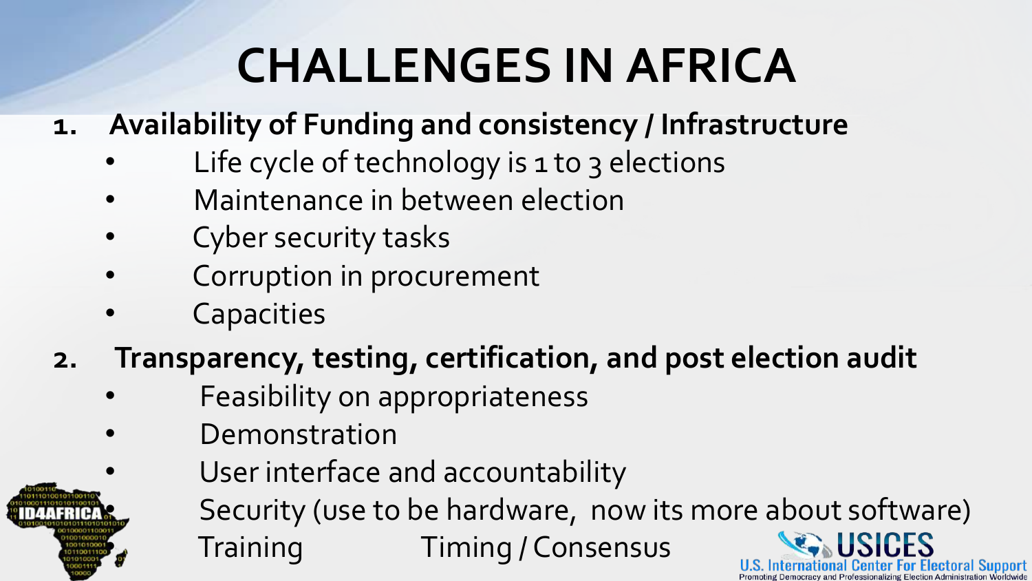# CHALLENGES IN AFRICA

1. **Availability of Funding and consistency / Infrastructure**
   - Life cycle of technology is 1 to 3 elections
   - Maintenance in between election
   - Cyber security tasks
   - Corruption in procurement
   - Capacities
2. **Transparency, testing, certification, and post election audit**
   - Feasibility on appropriateness
   - Demonstration
   - User interface and accountability
   - Security (use to be hardware, now its more about software)
   - Training   Timing / Consensus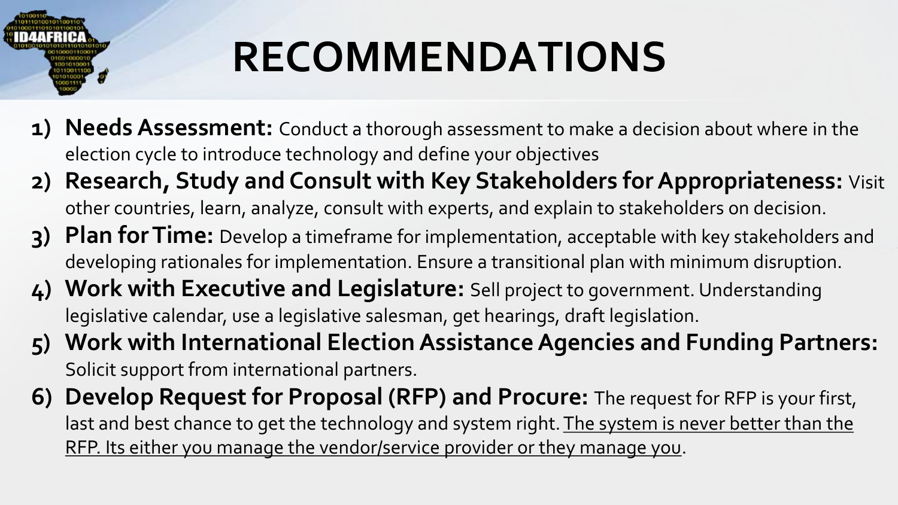# RECOMMENDATIONS

1) **Needs Assessment:** Conduct a thorough assessment to make a decision about where in the election cycle to introduce technology and define your objectives
2) **Research, Study and Consult with Key Stakeholders for Appropriateness:** Visit other countries, learn, analyze, consult with experts, and explain to stakeholders on decision.
3) **Plan for Time:** Develop a timeframe for implementation, acceptable with key stakeholders and developing rationales for implementation. Ensure a transitional plan with minimum disruption.
4) **Work with Executive and Legislature:** Sell project to government. Understanding legislative calendar, use a legislative salesman, get hearings, draft legislation.
5) **Work with International Election Assistance Agencies and Funding Partners:** Solicit support from international partners.
6) **Develop Request for Proposal (RFP) and Procure:** The request for RFP is your first, last and best chance to get the technology and system right. <u>The system is never better than the RFP. Its either you manage the vendor/service provider or they manage you</u>.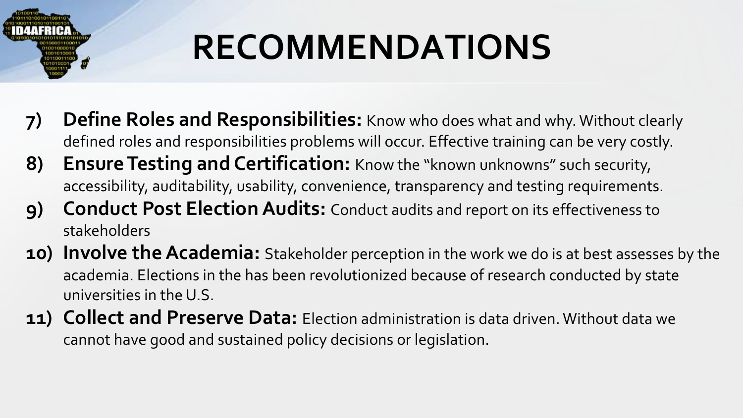# RECOMMENDATIONS

7) **Define Roles and Responsibilities:** Know who does what and why. Without clearly defined roles and responsibilities problems will occur. Effective training can be very costly.
8) **Ensure Testing and Certification:** Know the "known unknowns" such security, accessibility, auditability, usability, convenience, transparency and testing requirements.
9) **Conduct Post Election Audits:** Conduct audits and report on its effectiveness to stakeholders
10) **Involve the Academia:** Stakeholder perception in the work we do is at best assesses by the academia. Elections in the has been revolutionized because of research conducted by state universities in the U.S.
11) **Collect and Preserve Data:** Election administration is data driven. Without data we cannot have good and sustained policy decisions or legislation.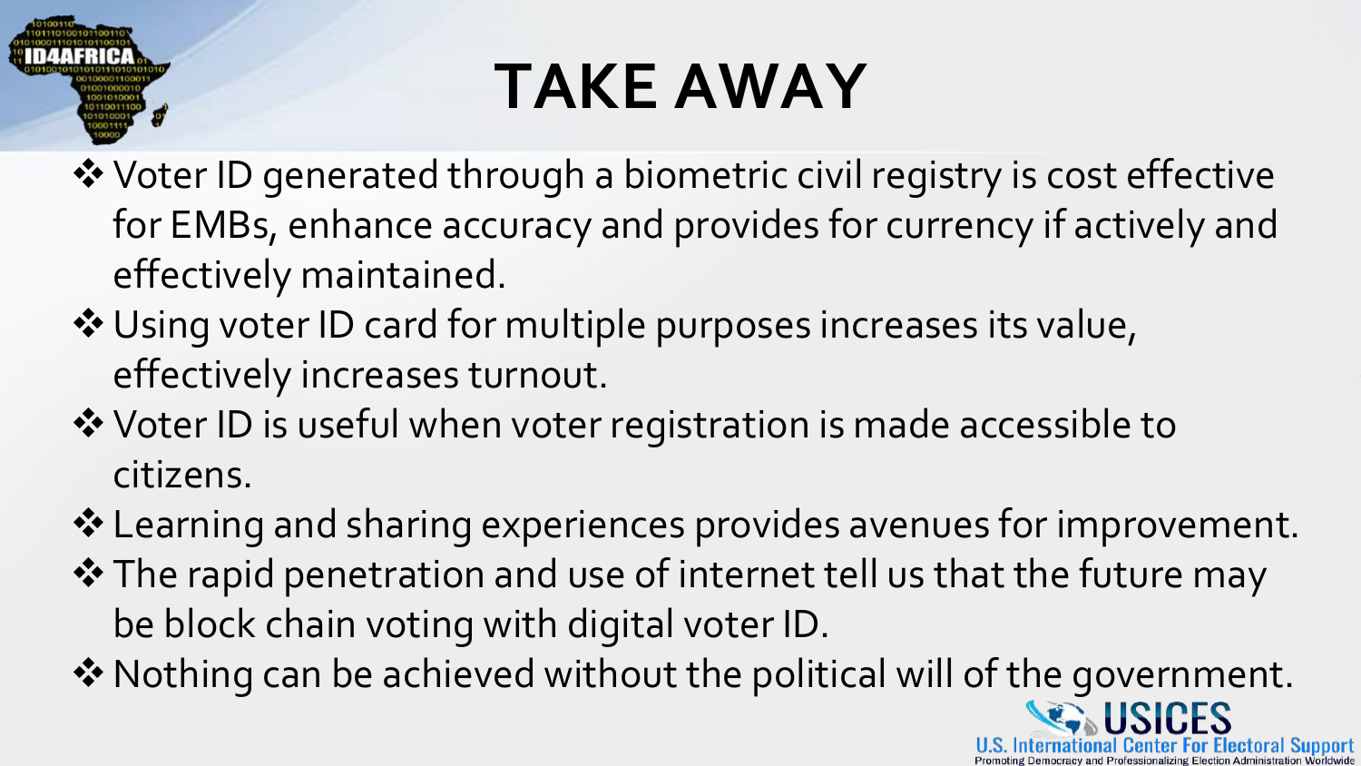# TAKE AWAY

- Voter ID generated through a biometric civil registry is cost effective for EMBs, enhance accuracy and provides for currency if actively and effectively maintained.
- Using voter ID card for multiple purposes increases its value, effectively increases turnout.
- Voter ID is useful when voter registration is made accessible to citizens.
- Learning and sharing experiences provides avenues for improvement.
- The rapid penetration and use of internet tell us that the future may be block chain voting with digital voter ID.
- Nothing can be achieved without the political will of the government.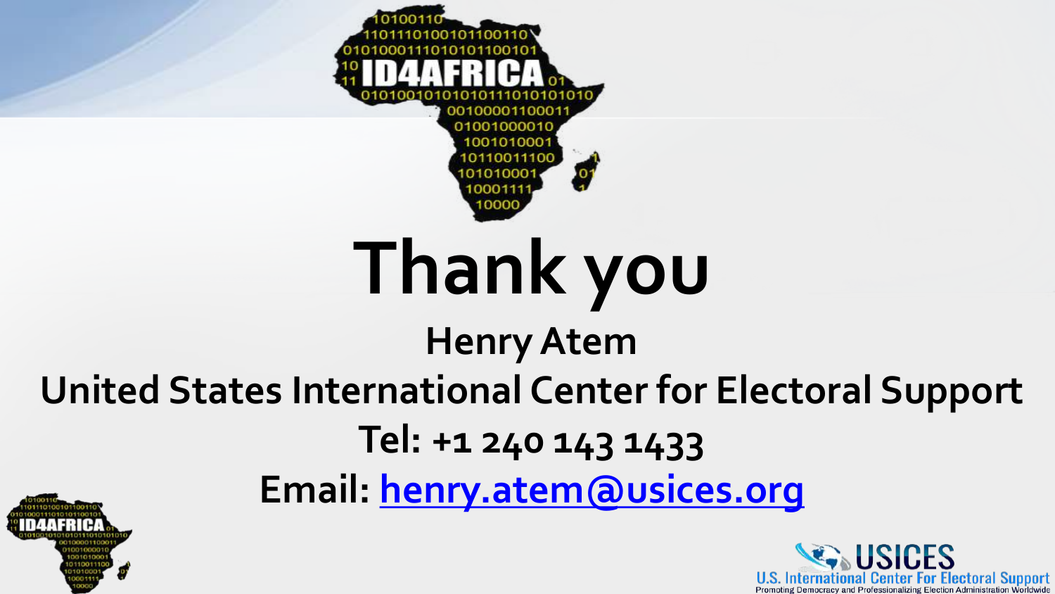# Thank you

**Henry Atem**

**United States International Center for Electoral Support**

**Tel: +1 240 143 1433**

**Email: henry.atem@usices.org**